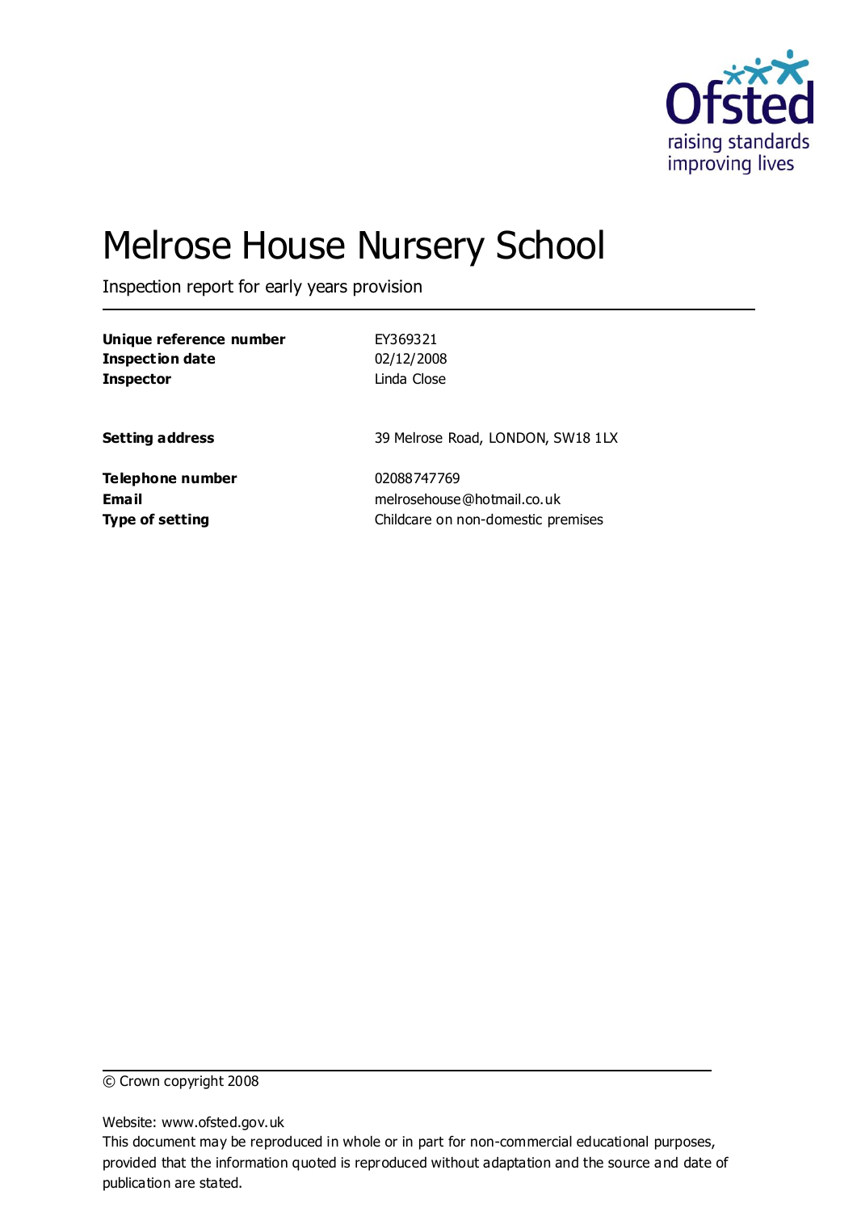Ofsted
raising standards
improving lives

# Melrose House Nursery School

Inspection report for early years provision

| | |
|---|---|
| **Unique reference number** | EY369321 |
| **Inspection date** | 02/12/2008 |
| **Inspector** | Linda Close |
| | |
| **Setting address** | 39 Melrose Road, LONDON, SW18 1LX |
| | |
| **Telephone number** | 02088747769 |
| **Email** | melrosehouse@hotmail.co.uk |
| **Type of setting** | Childcare on non-domestic premises |

© Crown copyright 2008

Website: www.ofsted.gov.uk

This document may be reproduced in whole or in part for non-commercial educational purposes, provided that the information quoted is reproduced without adaptation and the source and date of publication are stated.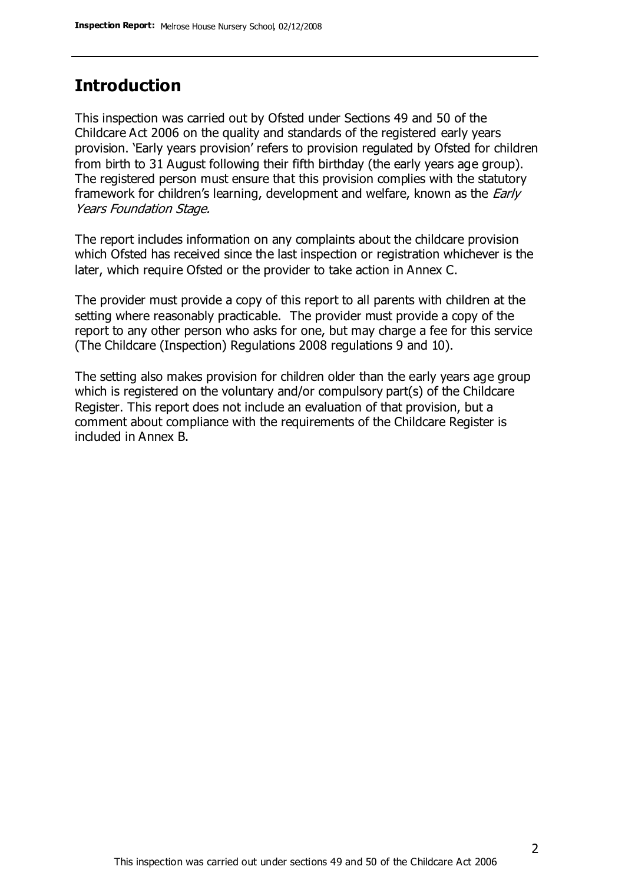## Introduction

This inspection was carried out by Ofsted under Sections 49 and 50 of the Childcare Act 2006 on the quality and standards of the registered early years provision. 'Early years provision' refers to provision regulated by Ofsted for children from birth to 31 August following their fifth birthday (the early years age group). The registered person must ensure that this provision complies with the statutory framework for children's learning, development and welfare, known as the *Early Years Foundation Stage.*

The report includes information on any complaints about the childcare provision which Ofsted has received since the last inspection or registration whichever is the later, which require Ofsted or the provider to take action in Annex C.

The provider must provide a copy of this report to all parents with children at the setting where reasonably practicable. The provider must provide a copy of the report to any other person who asks for one, but may charge a fee for this service (The Childcare (Inspection) Regulations 2008 regulations 9 and 10).

The setting also makes provision for children older than the early years age group which is registered on the voluntary and/or compulsory part(s) of the Childcare Register. This report does not include an evaluation of that provision, but a comment about compliance with the requirements of the Childcare Register is included in Annex B.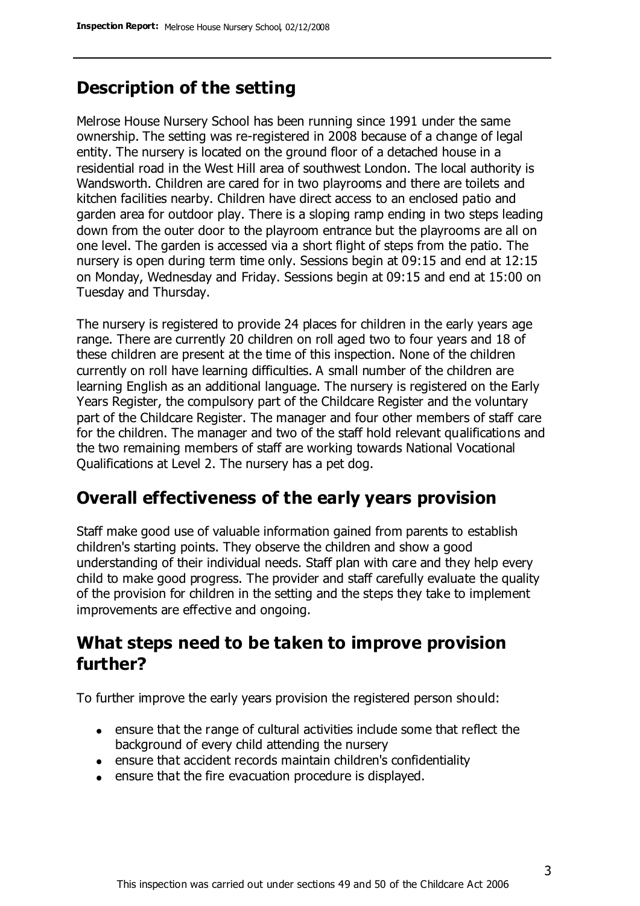## Description of the setting

Melrose House Nursery School has been running since 1991 under the same ownership. The setting was re-registered in 2008 because of a change of legal entity. The nursery is located on the ground floor of a detached house in a residential road in the West Hill area of southwest London. The local authority is Wandsworth. Children are cared for in two playrooms and there are toilets and kitchen facilities nearby. Children have direct access to an enclosed patio and garden area for outdoor play. There is a sloping ramp ending in two steps leading down from the outer door to the playroom entrance but the playrooms are all on one level. The garden is accessed via a short flight of steps from the patio. The nursery is open during term time only. Sessions begin at 09:15 and end at 12:15 on Monday, Wednesday and Friday. Sessions begin at 09:15 and end at 15:00 on Tuesday and Thursday.

The nursery is registered to provide 24 places for children in the early years age range. There are currently 20 children on roll aged two to four years and 18 of these children are present at the time of this inspection. None of the children currently on roll have learning difficulties. A small number of the children are learning English as an additional language. The nursery is registered on the Early Years Register, the compulsory part of the Childcare Register and the voluntary part of the Childcare Register. The manager and four other members of staff care for the children. The manager and two of the staff hold relevant qualifications and the two remaining members of staff are working towards National Vocational Qualifications at Level 2. The nursery has a pet dog.

## Overall effectiveness of the early years provision

Staff make good use of valuable information gained from parents to establish children's starting points. They observe the children and show a good understanding of their individual needs. Staff plan with care and they help every child to make good progress. The provider and staff carefully evaluate the quality of the provision for children in the setting and the steps they take to implement improvements are effective and ongoing.

## What steps need to be taken to improve provision further?

To further improve the early years provision the registered person should:

- ensure that the range of cultural activities include some that reflect the background of every child attending the nursery
- ensure that accident records maintain children's confidentiality
- ensure that the fire evacuation procedure is displayed.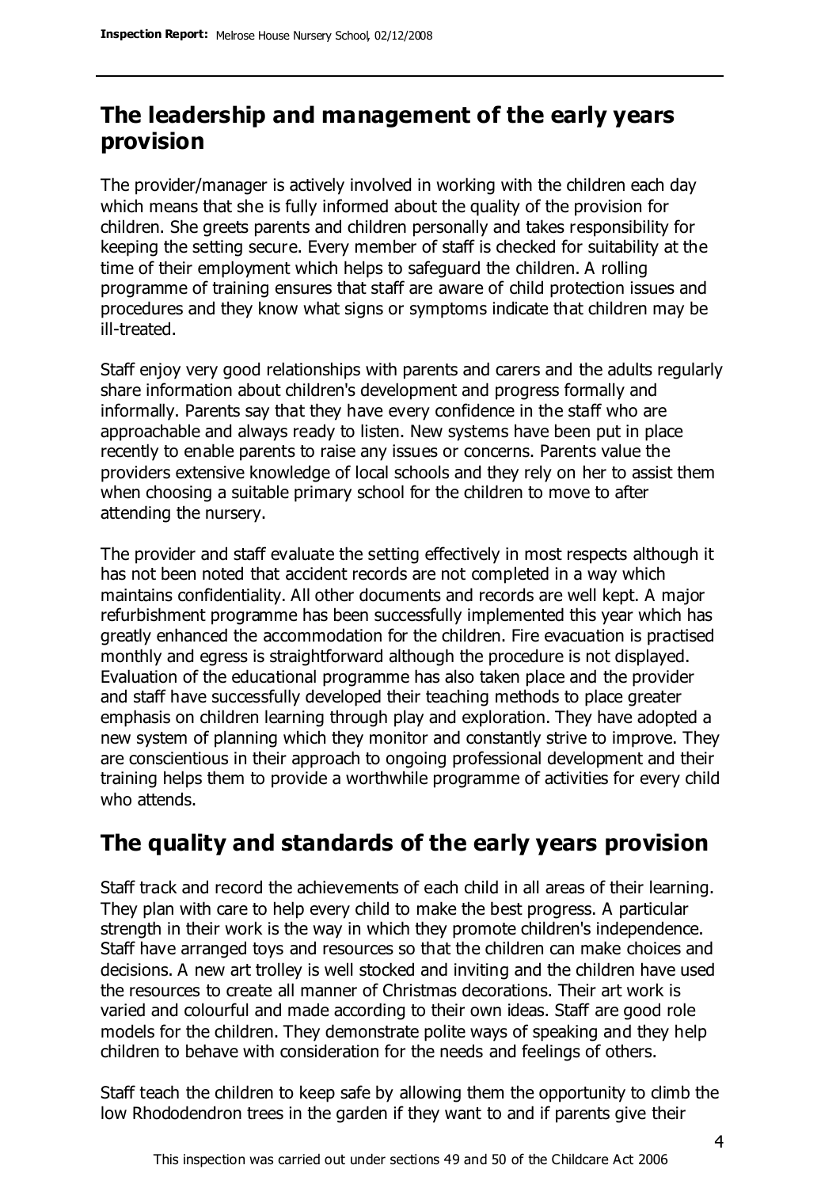## The leadership and management of the early years provision

The provider/manager is actively involved in working with the children each day which means that she is fully informed about the quality of the provision for children. She greets parents and children personally and takes responsibility for keeping the setting secure. Every member of staff is checked for suitability at the time of their employment which helps to safeguard the children. A rolling programme of training ensures that staff are aware of child protection issues and procedures and they know what signs or symptoms indicate that children may be ill-treated.

Staff enjoy very good relationships with parents and carers and the adults regularly share information about children's development and progress formally and informally. Parents say that they have every confidence in the staff who are approachable and always ready to listen. New systems have been put in place recently to enable parents to raise any issues or concerns. Parents value the providers extensive knowledge of local schools and they rely on her to assist them when choosing a suitable primary school for the children to move to after attending the nursery.

The provider and staff evaluate the setting effectively in most respects although it has not been noted that accident records are not completed in a way which maintains confidentiality. All other documents and records are well kept. A major refurbishment programme has been successfully implemented this year which has greatly enhanced the accommodation for the children. Fire evacuation is practised monthly and egress is straightforward although the procedure is not displayed. Evaluation of the educational programme has also taken place and the provider and staff have successfully developed their teaching methods to place greater emphasis on children learning through play and exploration. They have adopted a new system of planning which they monitor and constantly strive to improve. They are conscientious in their approach to ongoing professional development and their training helps them to provide a worthwhile programme of activities for every child who attends.

## The quality and standards of the early years provision

Staff track and record the achievements of each child in all areas of their learning. They plan with care to help every child to make the best progress. A particular strength in their work is the way in which they promote children's independence. Staff have arranged toys and resources so that the children can make choices and decisions. A new art trolley is well stocked and inviting and the children have used the resources to create all manner of Christmas decorations. Their art work is varied and colourful and made according to their own ideas. Staff are good role models for the children. They demonstrate polite ways of speaking and they help children to behave with consideration for the needs and feelings of others.

Staff teach the children to keep safe by allowing them the opportunity to climb the low Rhododendron trees in the garden if they want to and if parents give their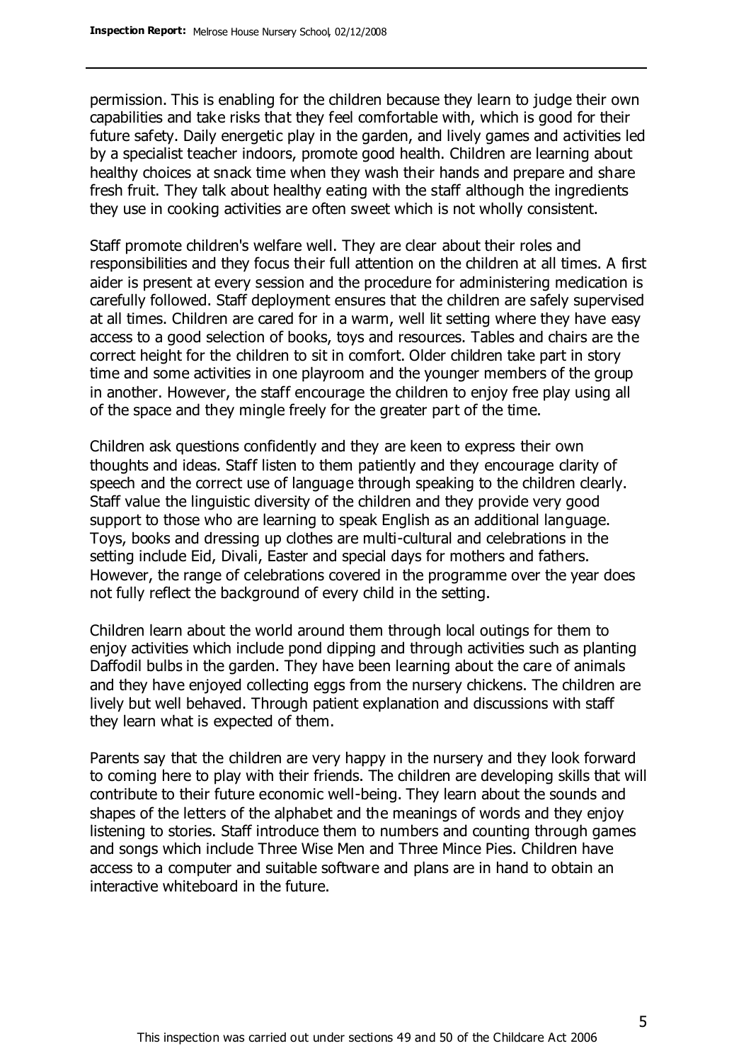permission. This is enabling for the children because they learn to judge their own capabilities and take risks that they feel comfortable with, which is good for their future safety. Daily energetic play in the garden, and lively games and activities led by a specialist teacher indoors, promote good health. Children are learning about healthy choices at snack time when they wash their hands and prepare and share fresh fruit. They talk about healthy eating with the staff although the ingredients they use in cooking activities are often sweet which is not wholly consistent.

Staff promote children's welfare well. They are clear about their roles and responsibilities and they focus their full attention on the children at all times. A first aider is present at every session and the procedure for administering medication is carefully followed. Staff deployment ensures that the children are safely supervised at all times. Children are cared for in a warm, well lit setting where they have easy access to a good selection of books, toys and resources. Tables and chairs are the correct height for the children to sit in comfort. Older children take part in story time and some activities in one playroom and the younger members of the group in another. However, the staff encourage the children to enjoy free play using all of the space and they mingle freely for the greater part of the time.

Children ask questions confidently and they are keen to express their own thoughts and ideas. Staff listen to them patiently and they encourage clarity of speech and the correct use of language through speaking to the children clearly. Staff value the linguistic diversity of the children and they provide very good support to those who are learning to speak English as an additional language. Toys, books and dressing up clothes are multi-cultural and celebrations in the setting include Eid, Divali, Easter and special days for mothers and fathers. However, the range of celebrations covered in the programme over the year does not fully reflect the background of every child in the setting.

Children learn about the world around them through local outings for them to enjoy activities which include pond dipping and through activities such as planting Daffodil bulbs in the garden. They have been learning about the care of animals and they have enjoyed collecting eggs from the nursery chickens. The children are lively but well behaved. Through patient explanation and discussions with staff they learn what is expected of them.

Parents say that the children are very happy in the nursery and they look forward to coming here to play with their friends. The children are developing skills that will contribute to their future economic well-being. They learn about the sounds and shapes of the letters of the alphabet and the meanings of words and they enjoy listening to stories. Staff introduce them to numbers and counting through games and songs which include Three Wise Men and Three Mince Pies. Children have access to a computer and suitable software and plans are in hand to obtain an interactive whiteboard in the future.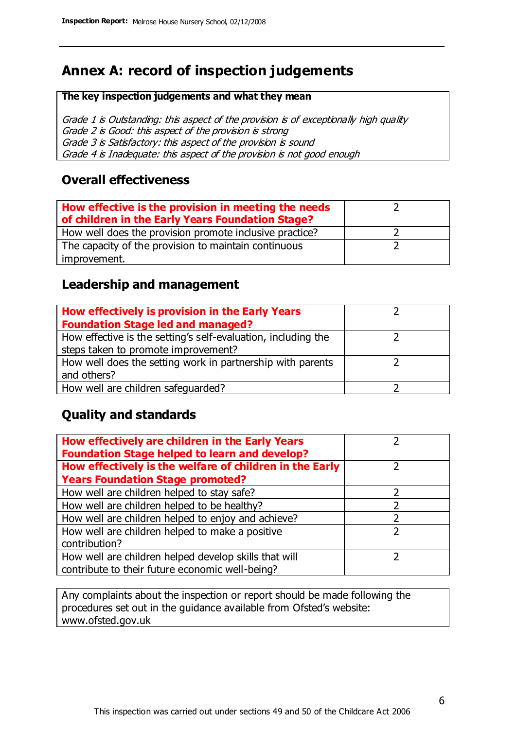## Annex A: record of inspection judgements

**The key inspection judgements and what they mean**

*Grade 1 is Outstanding: this aspect of the provision is of exceptionally high quality*
*Grade 2 is Good: this aspect of the provision is strong*
*Grade 3 is Satisfactory: this aspect of the provision is sound*
*Grade 4 is Inadequate: this aspect of the provision is not good enough*

### Overall effectiveness

| | |
|---|---|
| **How effective is the provision in meeting the needs of children in the Early Years Foundation Stage?** | 2 |
| How well does the provision promote inclusive practice? | 2 |
| The capacity of the provision to maintain continuous improvement. | 2 |

### Leadership and management

| | |
|---|---|
| **How effectively is provision in the Early Years Foundation Stage led and managed?** | 2 |
| How effective is the setting's self-evaluation, including the steps taken to promote improvement? | 2 |
| How well does the setting work in partnership with parents and others? | 2 |
| How well are children safeguarded? | 2 |

### Quality and standards

| | |
|---|---|
| **How effectively are children in the Early Years Foundation Stage helped to learn and develop?** | 2 |
| **How effectively is the welfare of children in the Early Years Foundation Stage promoted?** | 2 |
| How well are children helped to stay safe? | 2 |
| How well are children helped to be healthy? | 2 |
| How well are children helped to enjoy and achieve? | 2 |
| How well are children helped to make a positive contribution? | 2 |
| How well are children helped develop skills that will contribute to their future economic well-being? | 2 |

Any complaints about the inspection or report should be made following the procedures set out in the guidance available from Ofsted's website: www.ofsted.gov.uk

This inspection was carried out under sections 49 and 50 of the Childcare Act 2006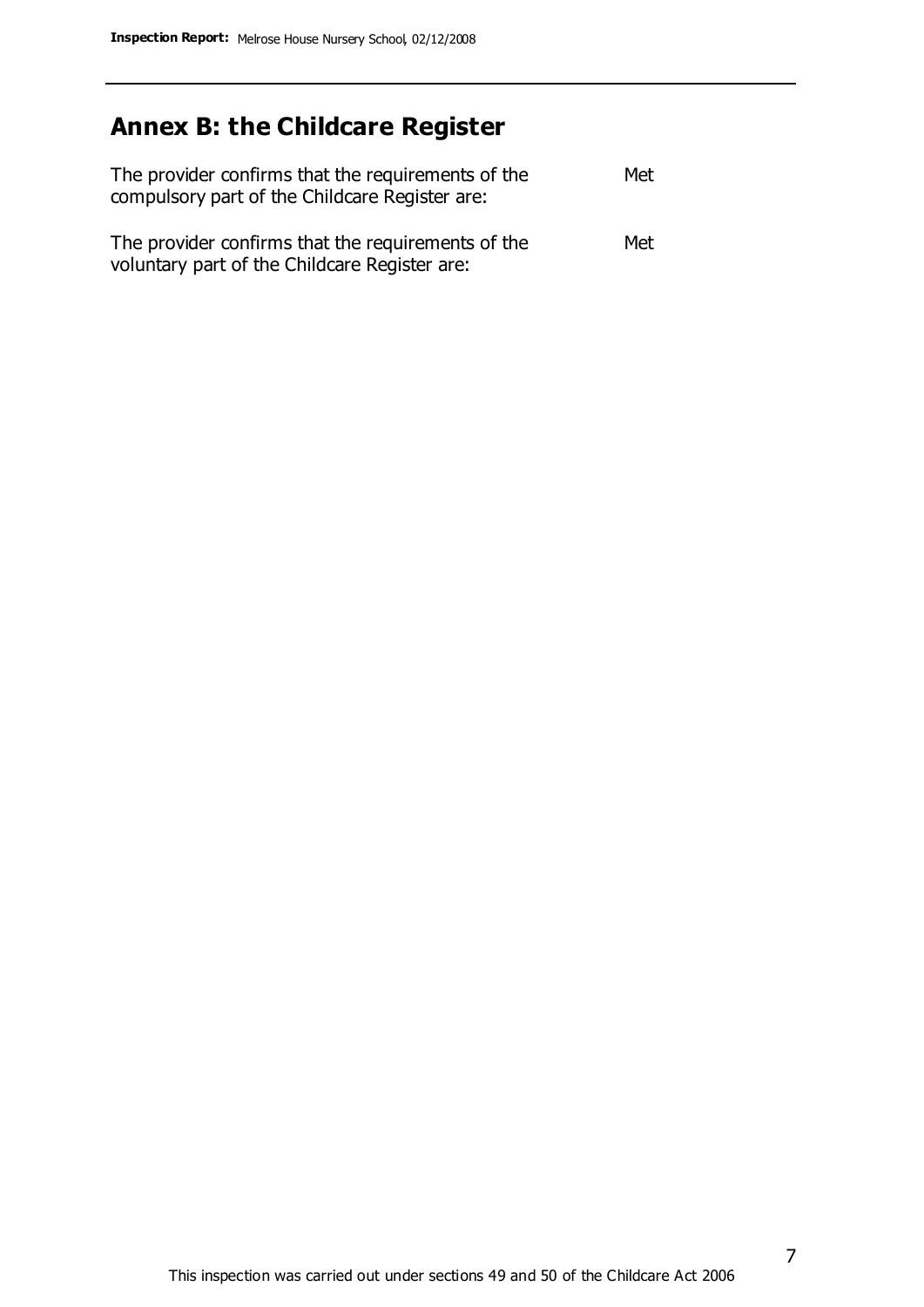## Annex B: the Childcare Register

| | |
|---|---|
| The provider confirms that the requirements of the compulsory part of the Childcare Register are: | Met |
| The provider confirms that the requirements of the voluntary part of the Childcare Register are: | Met |

This inspection was carried out under sections 49 and 50 of the Childcare Act 2006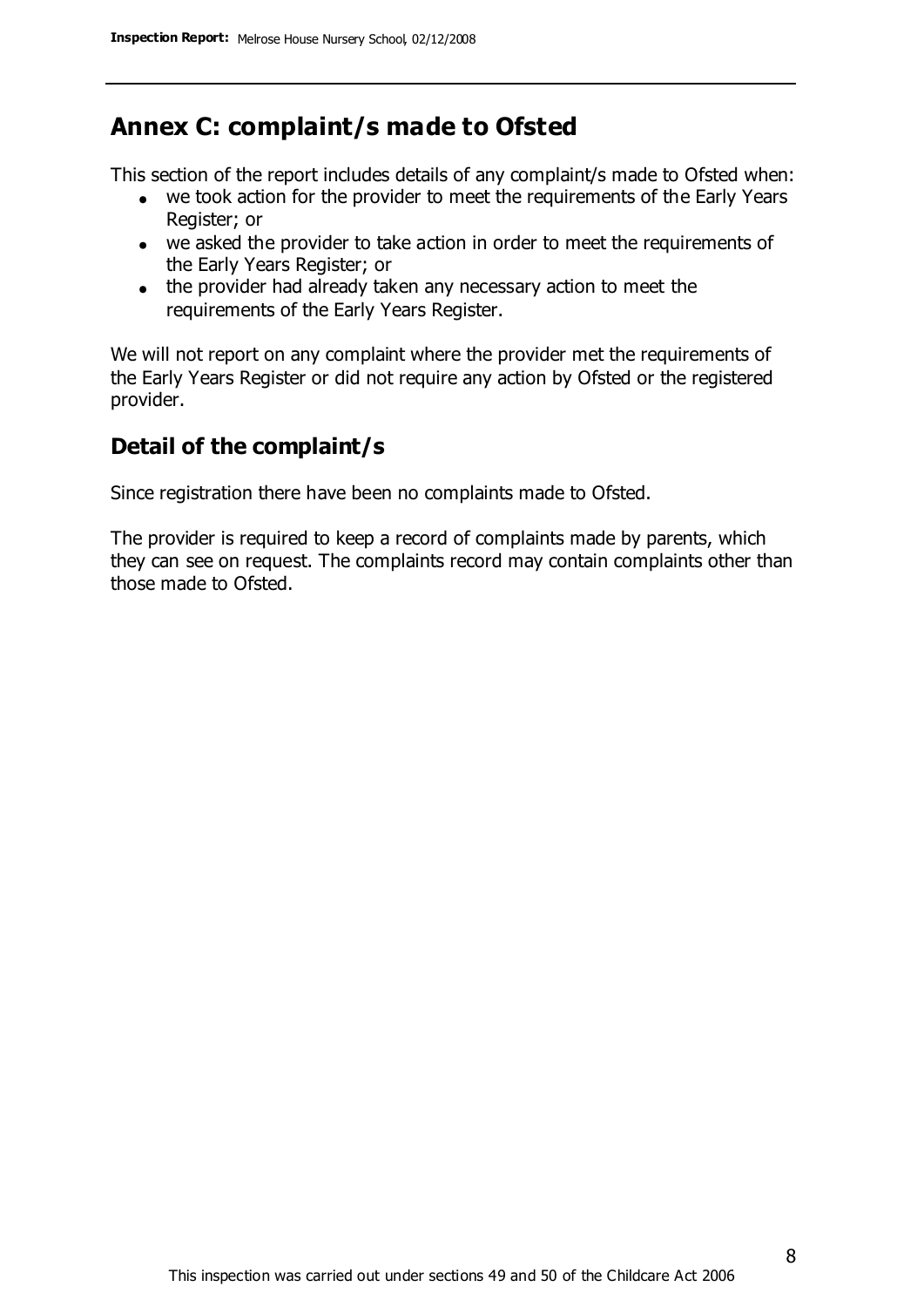## Annex C: complaint/s made to Ofsted

This section of the report includes details of any complaint/s made to Ofsted when:

- we took action for the provider to meet the requirements of the Early Years Register; or
- we asked the provider to take action in order to meet the requirements of the Early Years Register; or
- the provider had already taken any necessary action to meet the requirements of the Early Years Register.

We will not report on any complaint where the provider met the requirements of the Early Years Register or did not require any action by Ofsted or the registered provider.

### Detail of the complaint/s

Since registration there have been no complaints made to Ofsted.

The provider is required to keep a record of complaints made by parents, which they can see on request. The complaints record may contain complaints other than those made to Ofsted.

This inspection was carried out under sections 49 and 50 of the Childcare Act 2006